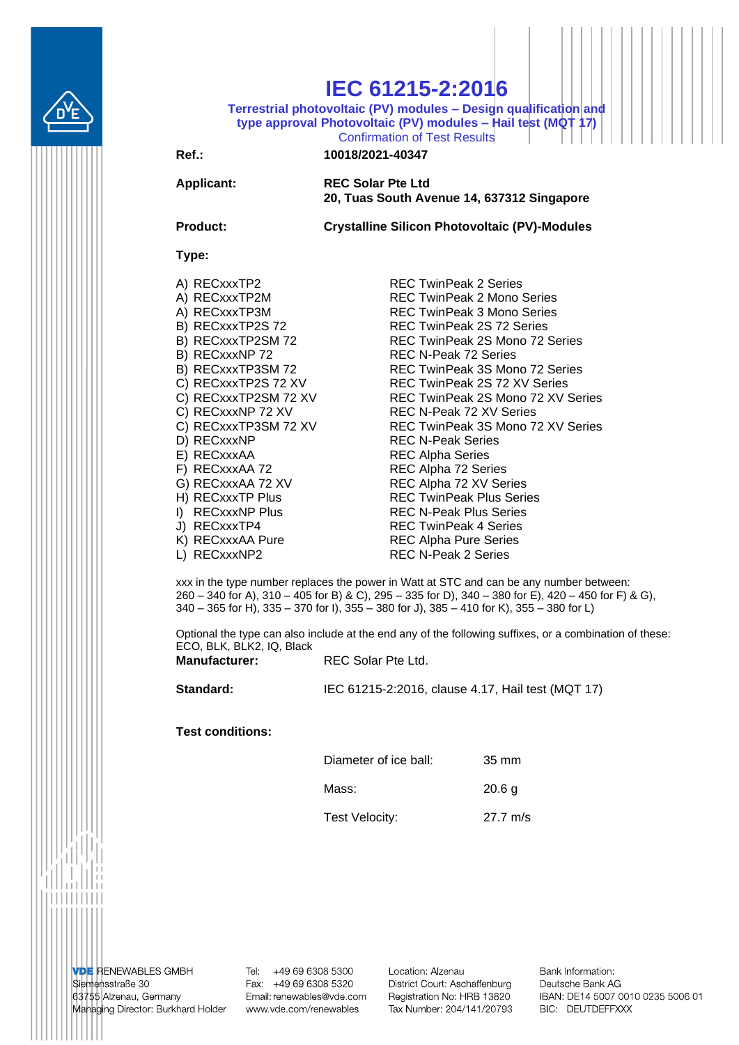# IEC 61215-2:2016

**Terrestrial photovoltaic (PV) modules – Design qualification and type approval Photovoltaic (PV) modules – Hail test (MQT 17)**

Confirmation of Test Results

| | |
|---|---|
| **Ref.:** | **10018/2021-40347** |
| **Applicant:** | **REC Solar Pte Ltd**<br>**20, Tuas South Avenue 14, 637312 Singapore** |
| **Product:** | **Crystalline Silicon Photovoltaic (PV)-Modules** |

**Type:**

| | |
|---|---|
| A) RECxxxTP2 | REC TwinPeak 2 Series |
| A) RECxxxTP2M | REC TwinPeak 2 Mono Series |
| A) RECxxxTP3M | REC TwinPeak 3 Mono Series |
| B) RECxxxTP2S 72 | REC TwinPeak 2S 72 Series |
| B) RECxxxTP2SM 72 | REC TwinPeak 2S Mono 72 Series |
| B) RECxxxNP 72 | REC N-Peak 72 Series |
| B) RECxxxTP3SM 72 | REC TwinPeak 3S Mono 72 Series |
| C) RECxxxTP2S 72 XV | REC TwinPeak 2S 72 XV Series |
| C) RECxxxTP2SM 72 XV | REC TwinPeak 2S Mono 72 XV Series |
| C) RECxxxNP 72 XV | REC N-Peak 72 XV Series |
| C) RECxxxTP3SM 72 XV | REC TwinPeak 3S Mono 72 XV Series |
| D) RECxxxNP | REC N-Peak Series |
| E) RECxxxAA | REC Alpha Series |
| F) RECxxxAA 72 | REC Alpha 72 Series |
| G) RECxxxAA 72 XV | REC Alpha 72 XV Series |
| H) RECxxxTP Plus | REC TwinPeak Plus Series |
| I) RECxxxNP Plus | REC N-Peak Plus Series |
| J) RECxxxTP4 | REC TwinPeak 4 Series |
| K) RECxxxAA Pure | REC Alpha Pure Series |
| L) RECxxxNP2 | REC N-Peak 2 Series |

xxx in the type number replaces the power in Watt at STC and can be any number between: 260 – 340 for A), 310 – 405 for B) & C), 295 – 335 for D), 340 – 380 for E), 420 – 450 for F) & G), 340 – 365 for H), 335 – 370 for I), 355 – 380 for J), 385 – 410 for K), 355 – 380 for L)

Optional the type can also include at the end any of the following suffixes, or a combination of these: ECO, BLK, BLK2, IQ, Black

| | |
|---|---|
| **Manufacturer:** | REC Solar Pte Ltd. |
| **Standard:** | IEC 61215-2:2016, clause 4.17, Hail test (MQT 17) |

**Test conditions:**

| | |
|---|---|
| Diameter of ice ball: | 35 mm |
| Mass: | 20.6 g |
| Test Velocity: | 27.7 m/s |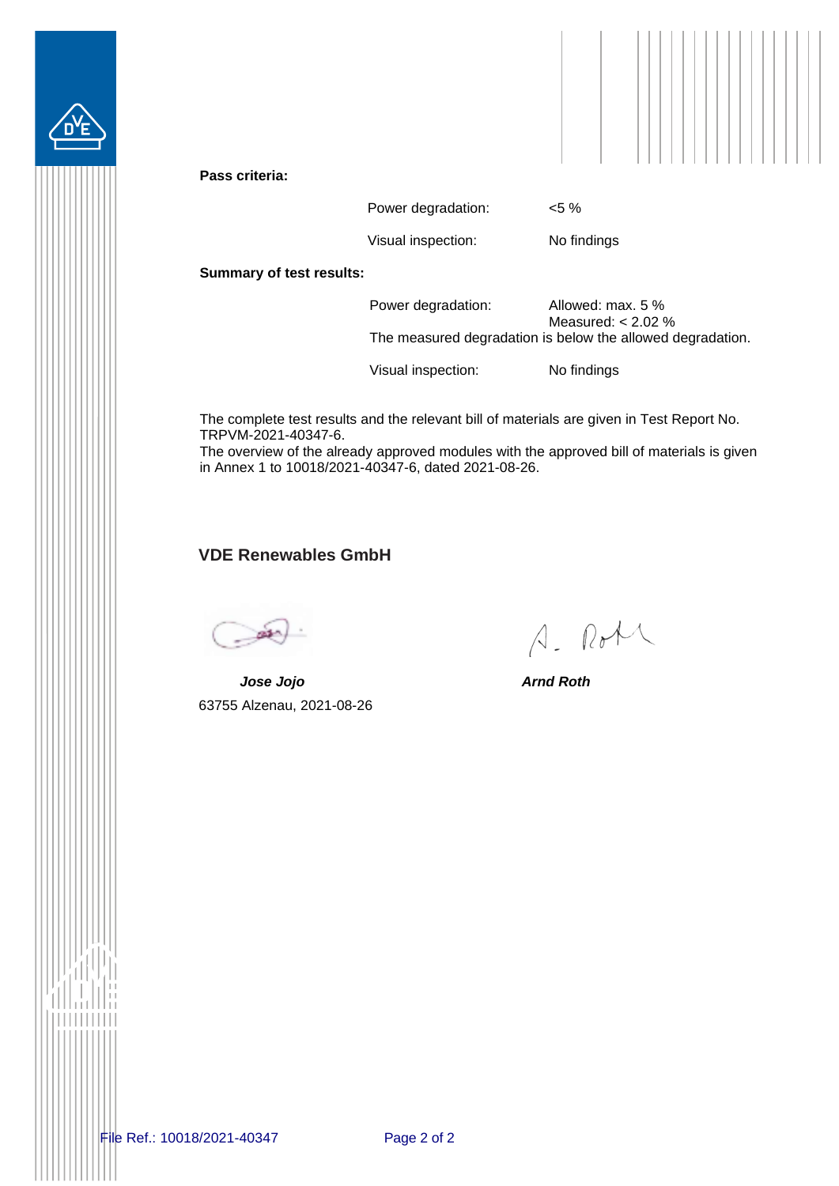**Pass criteria:**

| | |
|---|---|
| Power degradation: | <5 % |
| Visual inspection: | No findings |

**Summary of test results:**

| | |
|---|---|
| Power degradation: | Allowed: max. 5 %<br>Measured: < 2.02 % |

The measured degradation is below the allowed degradation.

| | |
|---|---|
| Visual inspection: | No findings |

The complete test results and the relevant bill of materials are given in Test Report No. TRPVM-2021-40347-6.
The overview of the already approved modules with the approved bill of materials is given in Annex 1 to 10018/2021-40347-6, dated 2021-08-26.

**VDE Renewables GmbH**

***Jose Jojo***
63755 Alzenau, 2021-08-26

***Arnd Roth***

File Ref.: 10018/2021-40347